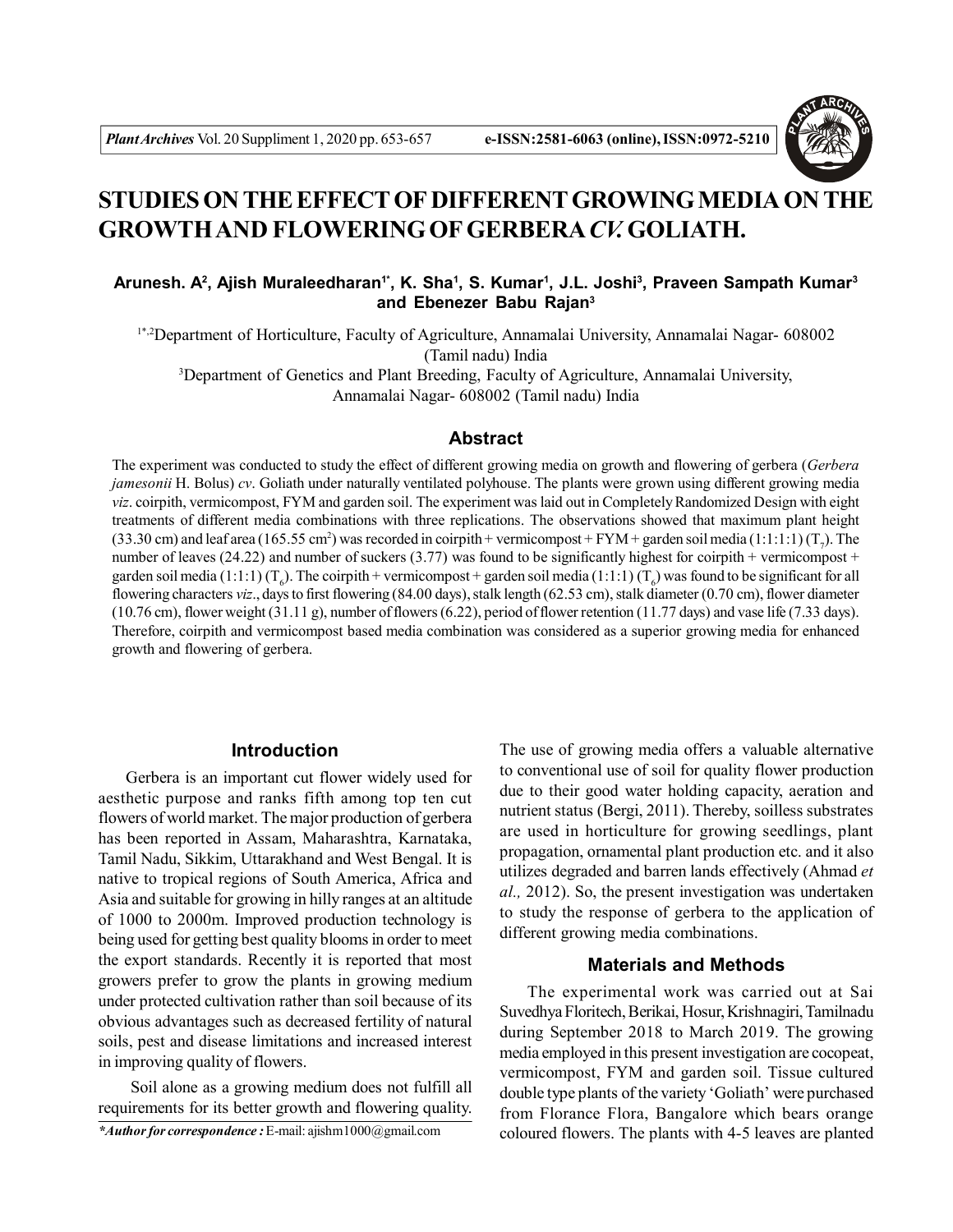# STUDIES ON THE EFFECT OF DIFFERENT GROWING MEDIA ON THE GROWTH AND FLOWERING OF GERBERA *CV.* GOLIATH.

**Arunesh. A[2], Ajish Muraleedharan[1*], K. Sha[1], S. Kumar[1], J.L. Joshi[3], Praveen Sampath Kumar[3] and Ebenezer Babu Rajan[3]**

[1*,2]Department of Horticulture, Faculty of Agriculture, Annamalai University, Annamalai Nagar- 608002 (Tamil nadu) India

[3]Department of Genetics and Plant Breeding, Faculty of Agriculture, Annamalai University, Annamalai Nagar- 608002 (Tamil nadu) India

## Abstract

The experiment was conducted to study the effect of different growing media on growth and flowering of gerbera (*Gerbera jamesonii* H. Bolus) *cv*. Goliath under naturally ventilated polyhouse. The plants were grown using different growing media *viz*. coirpith, vermicompost, FYM and garden soil. The experiment was laid out in Completely Randomized Design with eight treatments of different media combinations with three replications. The observations showed that maximum plant height (33.30 cm) and leaf area (165.55 $cm^2$) was recorded in coirpith + vermicompost + FYM + garden soil media (1:1:1:1) ($T_7$). The number of leaves (24.22) and number of suckers (3.77) was found to be significantly highest for coirpith + vermicompost + garden soil media (1:1:1) ($T_6$). The coirpith + vermicompost + garden soil media (1:1:1) ($T_6$) was found to be significant for all flowering characters *viz*., days to first flowering (84.00 days), stalk length (62.53 cm), stalk diameter (0.70 cm), flower diameter (10.76 cm), flower weight (31.11 g), number of flowers (6.22), period of flower retention (11.77 days) and vase life (7.33 days). Therefore, coirpith and vermicompost based media combination was considered as a superior growing media for enhanced growth and flowering of gerbera.

## Introduction

Gerbera is an important cut flower widely used for aesthetic purpose and ranks fifth among top ten cut flowers of world market. The major production of gerbera has been reported in Assam, Maharashtra, Karnataka, Tamil Nadu, Sikkim, Uttarakhand and West Bengal. It is native to tropical regions of South America, Africa and Asia and suitable for growing in hilly ranges at an altitude of 1000 to 2000m. Improved production technology is being used for getting best quality blooms in order to meet the export standards. Recently it is reported that most growers prefer to grow the plants in growing medium under protected cultivation rather than soil because of its obvious advantages such as decreased fertility of natural soils, pest and disease limitations and increased interest in improving quality of flowers.

Soil alone as a growing medium does not fulfill all requirements for its better growth and flowering quality. The use of growing media offers a valuable alternative to conventional use of soil for quality flower production due to their good water holding capacity, aeration and nutrient status (Bergi, 2011). Thereby, soilless substrates are used in horticulture for growing seedlings, plant propagation, ornamental plant production etc. and it also utilizes degraded and barren lands effectively (Ahmad *et al.,* 2012). So, the present investigation was undertaken to study the response of gerbera to the application of different growing media combinations.

*\*Author for correspondence :* E-mail: ajishm1000@gmail.com

## Materials and Methods

The experimental work was carried out at Sai Suvedhya Floritech, Berikai, Hosur, Krishnagiri, Tamilnadu during September 2018 to March 2019. The growing media employed in this present investigation are cocopeat, vermicompost, FYM and garden soil. Tissue cultured double type plants of the variety 'Goliath' were purchased from Florance Flora, Bangalore which bears orange coloured flowers. The plants with 4-5 leaves are planted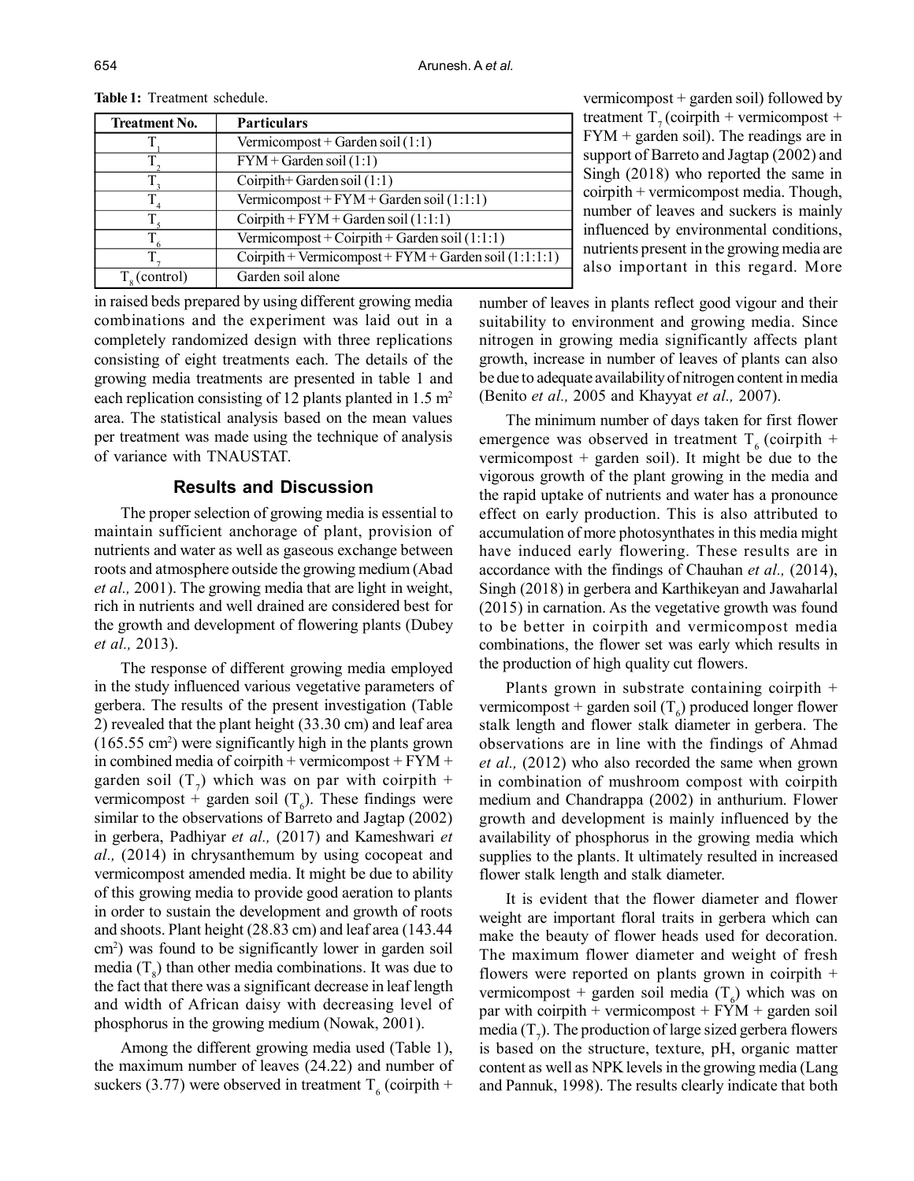**Table 1:** Treatment schedule.

| Treatment No. | Particulars |
|---|---|
| $T_1$ | Vermicompost + Garden soil (1:1) |
| $T_2$ | FYM + Garden soil (1:1) |
| $T_3$ | Coirpith+ Garden soil (1:1) |
| $T_4$ | Vermicompost + FYM + Garden soil (1:1:1) |
| $T_5$ | Coirpith + FYM + Garden soil (1:1:1) |
| $T_6$ | Vermicompost + Coirpith + Garden soil (1:1:1) |
| $T_7$ | Coirpith + Vermicompost + FYM + Garden soil (1:1:1:1) |
| $T_8$ (control) | Garden soil alone |

in raised beds prepared by using different growing media combinations and the experiment was laid out in a completely randomized design with three replications consisting of eight treatments each. The details of the growing media treatments are presented in table 1 and each replication consisting of 12 plants planted in 1.5 m$^2$ area. The statistical analysis based on the mean values per treatment was made using the technique of analysis of variance with TNAUSTAT.

## Results and Discussion

The proper selection of growing media is essential to maintain sufficient anchorage of plant, provision of nutrients and water as well as gaseous exchange between roots and atmosphere outside the growing medium (Abad *et al.,* 2001). The growing media that are light in weight, rich in nutrients and well drained are considered best for the growth and development of flowering plants (Dubey *et al.,* 2013).

The response of different growing media employed in the study influenced various vegetative parameters of gerbera. The results of the present investigation (Table 2) revealed that the plant height (33.30 cm) and leaf area (165.55 cm$^2$) were significantly high in the plants grown in combined media of coirpith + vermicompost + FYM + garden soil ($T_7$) which was on par with coirpith + vermicompost + garden soil ($T_6$). These findings were similar to the observations of Barreto and Jagtap (2002) in gerbera, Padhiyar *et al.,* (2017) and Kameshwari *et al.,* (2014) in chrysanthemum by using cocopeat and vermicompost amended media. It might be due to ability of this growing media to provide good aeration to plants in order to sustain the development and growth of roots and shoots. Plant height (28.83 cm) and leaf area (143.44 cm$^2$) was found to be significantly lower in garden soil media ($T_8$) than other media combinations. It was due to the fact that there was a significant decrease in leaf length and width of African daisy with decreasing level of phosphorus in the growing medium (Nowak, 2001).

Among the different growing media used (Table 1), the maximum number of leaves (24.22) and number of suckers (3.77) were observed in treatment $T_6$ (coirpith + vermicompost + garden soil) followed by treatment $T_7$ (coirpith + vermicompost + FYM + garden soil). The readings are in support of Barreto and Jagtap (2002) and Singh (2018) who reported the same in coirpith + vermicompost media. Though, number of leaves and suckers is mainly influenced by environmental conditions, nutrients present in the growing media are also important in this regard. More number of leaves in plants reflect good vigour and their suitability to environment and growing media. Since nitrogen in growing media significantly affects plant growth, increase in number of leaves of plants can also be due to adequate availability of nitrogen content in media (Benito *et al.,* 2005 and Khayyat *et al.,* 2007).

The minimum number of days taken for first flower emergence was observed in treatment $T_6$ (coirpith + vermicompost + garden soil). It might be due to the vigorous growth of the plant growing in the media and the rapid uptake of nutrients and water has a pronounce effect on early production. This is also attributed to accumulation of more photosynthates in this media might have induced early flowering. These results are in accordance with the findings of Chauhan *et al.,* (2014), Singh (2018) in gerbera and Karthikeyan and Jawaharlal (2015) in carnation. As the vegetative growth was found to be better in coirpith and vermicompost media combinations, the flower set was early which results in the production of high quality cut flowers.

Plants grown in substrate containing coirpith + vermicompost + garden soil ($T_6$) produced longer flower stalk length and flower stalk diameter in gerbera. The observations are in line with the findings of Ahmad *et al.,* (2012) who also recorded the same when grown in combination of mushroom compost with coirpith medium and Chandrappa (2002) in anthurium. Flower growth and development is mainly influenced by the availability of phosphorus in the growing media which supplies to the plants. It ultimately resulted in increased flower stalk length and stalk diameter.

It is evident that the flower diameter and flower weight are important floral traits in gerbera which can make the beauty of flower heads used for decoration. The maximum flower diameter and weight of fresh flowers were reported on plants grown in coirpith + vermicompost + garden soil media ($T_6$) which was on par with coirpith + vermicompost + FYM + garden soil media ($T_7$). The production of large sized gerbera flowers is based on the structure, texture, pH, organic matter content as well as NPK levels in the growing media (Lang and Pannuk, 1998). The results clearly indicate that both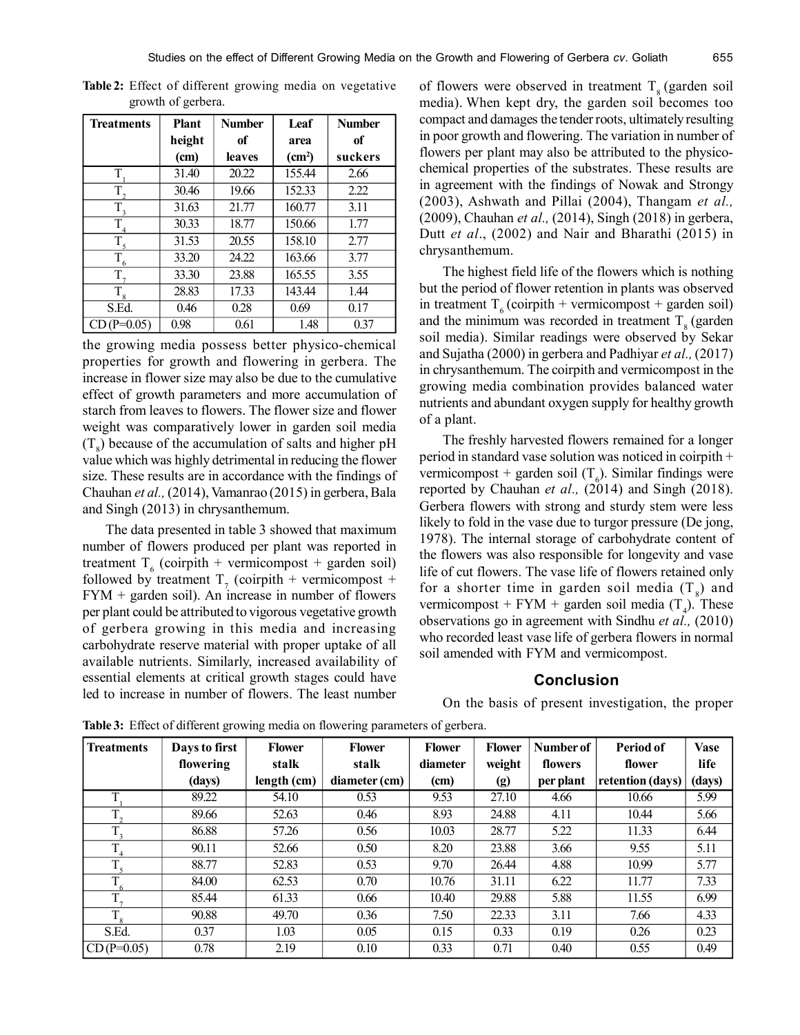**Table 2:** Effect of different growing media on vegetative growth of gerbera.

| Treatments | Plant height (cm) | Number of leaves | Leaf area (cm²) | Number of suckers |
|---|---|---|---|---|
| $T_1$ | 31.40 | 20.22 | 155.44 | 2.66 |
| $T_2$ | 30.46 | 19.66 | 152.33 | 2.22 |
| $T_3$ | 31.63 | 21.77 | 160.77 | 3.11 |
| $T_4$ | 30.33 | 18.77 | 150.66 | 1.77 |
| $T_5$ | 31.53 | 20.55 | 158.10 | 2.77 |
| $T_6$ | 33.20 | 24.22 | 163.66 | 3.77 |
| $T_7$ | 33.30 | 23.88 | 165.55 | 3.55 |
| $T_8$ | 28.83 | 17.33 | 143.44 | 1.44 |
| S.Ed. | 0.46 | 0.28 | 0.69 | 0.17 |
| CD (P=0.05) | 0.98 | 0.61 | 1.48 | 0.37 |

the growing media possess better physico-chemical properties for growth and flowering in gerbera. The increase in flower size may also be due to the cumulative effect of growth parameters and more accumulation of starch from leaves to flowers. The flower size and flower weight was comparatively lower in garden soil media ($T_8$) because of the accumulation of salts and higher pH value which was highly detrimental in reducing the flower size. These results are in accordance with the findings of Chauhan *et al.,* (2014), Vamanrao (2015) in gerbera, Bala and Singh (2013) in chrysanthemum.

The data presented in table 3 showed that maximum number of flowers produced per plant was reported in treatment $T_6$ (coirpith + vermicompost + garden soil) followed by treatment $T_7$ (coirpith + vermicompost + FYM + garden soil). An increase in number of flowers per plant could be attributed to vigorous vegetative growth of gerbera growing in this media and increasing carbohydrate reserve material with proper uptake of all available nutrients. Similarly, increased availability of essential elements at critical growth stages could have led to increase in number of flowers. The least number of flowers were observed in treatment $T_8$ (garden soil media). When kept dry, the garden soil becomes too compact and damages the tender roots, ultimately resulting in poor growth and flowering. The variation in number of flowers per plant may also be attributed to the physico-chemical properties of the substrates. These results are in agreement with the findings of Nowak and Strongy (2003), Ashwath and Pillai (2004), Thangam *et al.,* (2009), Chauhan *et al.,* (2014), Singh (2018) in gerbera, Dutt *et al*., (2002) and Nair and Bharathi (2015) in chrysanthemum.

The highest field life of the flowers which is nothing but the period of flower retention in plants was observed in treatment $T_6$ (coirpith + vermicompost + garden soil) and the minimum was recorded in treatment $T_8$ (garden soil media). Similar readings were observed by Sekar and Sujatha (2000) in gerbera and Padhiyar *et al.,* (2017) in chrysanthemum. The coirpith and vermicompost in the growing media combination provides balanced water nutrients and abundant oxygen supply for healthy growth of a plant.

The freshly harvested flowers remained for a longer period in standard vase solution was noticed in coirpith + vermicompost + garden soil ($T_6$). Similar findings were reported by Chauhan *et al.,* (2014) and Singh (2018). Gerbera flowers with strong and sturdy stem were less likely to fold in the vase due to turgor pressure (De jong, 1978). The internal storage of carbohydrate content of the flowers was also responsible for longevity and vase life of cut flowers. The vase life of flowers retained only for a shorter time in garden soil media ($T_8$) and vermicompost + FYM + garden soil media ($T_4$). These observations go in agreement with Sindhu *et al.,* (2010) who recorded least vase life of gerbera flowers in normal soil amended with FYM and vermicompost.

## Conclusion

On the basis of present investigation, the proper

**Table 3:** Effect of different growing media on flowering parameters of gerbera.

| Treatments | Days to first flowering (days) | Flower stalk length (cm) | Flower stalk diameter (cm) | Flower diameter (cm) | Flower weight (g) | Number of flowers per plant | Period of flower retention (days) | Vase life (days) |
|---|---|---|---|---|---|---|---|---|
| $T_1$ | 89.22 | 54.10 | 0.53 | 9.53 | 27.10 | 4.66 | 10.66 | 5.99 |
| $T_2$ | 89.66 | 52.63 | 0.46 | 8.93 | 24.88 | 4.11 | 10.44 | 5.66 |
| $T_3$ | 86.88 | 57.26 | 0.56 | 10.03 | 28.77 | 5.22 | 11.33 | 6.44 |
| $T_4$ | 90.11 | 52.66 | 0.50 | 8.20 | 23.88 | 3.66 | 9.55 | 5.11 |
| $T_5$ | 88.77 | 52.83 | 0.53 | 9.70 | 26.44 | 4.88 | 10.99 | 5.77 |
| $T_6$ | 84.00 | 62.53 | 0.70 | 10.76 | 31.11 | 6.22 | 11.77 | 7.33 |
| $T_7$ | 85.44 | 61.33 | 0.66 | 10.40 | 29.88 | 5.88 | 11.55 | 6.99 |
| $T_8$ | 90.88 | 49.70 | 0.36 | 7.50 | 22.33 | 3.11 | 7.66 | 4.33 |
| S.Ed. | 0.37 | 1.03 | 0.05 | 0.15 | 0.33 | 0.19 | 0.26 | 0.23 |
| CD (P=0.05) | 0.78 | 2.19 | 0.10 | 0.33 | 0.71 | 0.40 | 0.55 | 0.49 |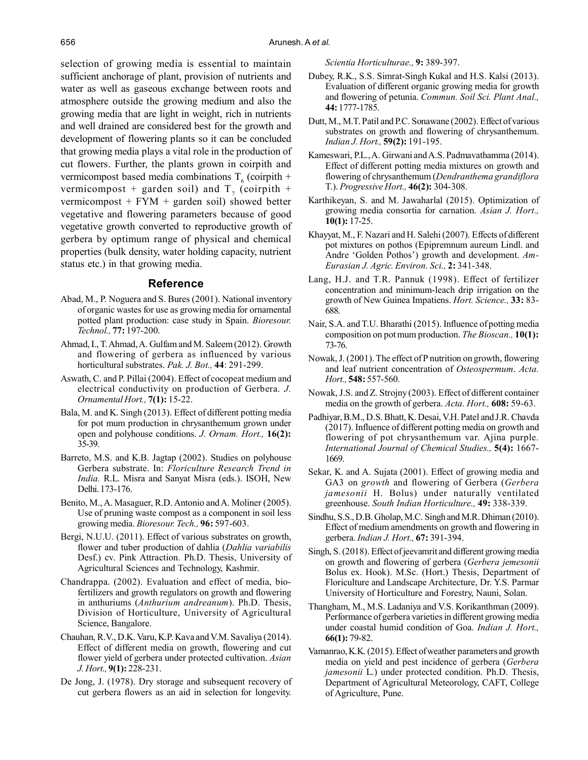selection of growing media is essential to maintain sufficient anchorage of plant, provision of nutrients and water as well as gaseous exchange between roots and atmosphere outside the growing medium and also the growing media that are light in weight, rich in nutrients and well drained are considered best for the growth and development of flowering plants so it can be concluded that growing media plays a vital role in the production of cut flowers. Further, the plants grown in coirpith and vermicompost based media combinations $T_6$ (coirpith + vermicompost + garden soil) and $T_7$ (coirpith + vermicompost + FYM + garden soil) showed better vegetative and flowering parameters because of good vegetative growth converted to reproductive growth of gerbera by optimum range of physical and chemical properties (bulk density, water holding capacity, nutrient status etc.) in that growing media.

## Reference

Abad, M., P. Noguera and S. Bures (2001). National inventory of organic wastes for use as growing media for ornamental potted plant production: case study in Spain. *Bioresour. Technol.,* **77:** 197-200.

Ahmad, I., T. Ahmad, A. Gulfam and M. Saleem (2012). Growth and flowering of gerbera as influenced by various horticultural substrates. *Pak. J. Bot.,* **44**: 291-299.

Aswath, C. and P. Pillai (2004). Effect of cocopeat medium and electrical conductivity on production of Gerbera. *J. Ornamental Hort.,* **7(1):** 15-22.

Bala, M. and K. Singh (2013). Effect of different potting media for pot mum production in chrysanthemum grown under open and polyhouse conditions. *J. Ornam. Hort.,* **16(2):** 35-39.

Barreto, M.S. and K.B. Jagtap (2002). Studies on polyhouse Gerbera substrate. In: *Floriculture Research Trend in India.* R.L. Misra and Sanyat Misra (eds.). ISOH, New Delhi. 173-176.

Benito, M., A. Masaguer, R.D. Antonio and A. Moliner (2005). Use of pruning waste compost as a component in soil less growing media. *Bioresour. Tech.,* **96:** 597-603.

Bergi, N.U.U. (2011). Effect of various substrates on growth, flower and tuber production of dahlia (*Dahlia variabilis* Desf.) cv. Pink Attraction. Ph.D. Thesis, University of Agricultural Sciences and Technology, Kashmir.

Chandrappa. (2002). Evaluation and effect of media, bio-fertilizers and growth regulators on growth and flowering in anthuriums (*Anthurium andreanum*). Ph.D. Thesis, Division of Horticulture, University of Agricultural Science, Bangalore.

Chauhan, R.V., D.K. Varu, K.P. Kava and V.M. Savaliya (2014). Effect of different media on growth, flowering and cut flower yield of gerbera under protected cultivation. *Asian J. Hort.,* **9(1):** 228-231.

De Jong, J. (1978). Dry storage and subsequent recovery of cut gerbera flowers as an aid in selection for longevity. *Scientia Horticulturae.,* **9:** 389-397.

Dubey, R.K., S.S. Simrat-Singh Kukal and H.S. Kalsi (2013). Evaluation of different organic growing media for growth and flowering of petunia. *Commun. Soil Sci. Plant Anal.,* **44:** 1777-1785.

Dutt, M., M.T. Patil and P.C. Sonawane (2002). Effect of various substrates on growth and flowering of chrysanthemum. *Indian J. Hort.,* **59(2):** 191-195.

Kameswari, P.L., A. Girwani and A.S. Padmavathamma (2014). Effect of different potting media mixtures on growth and flowering of chrysanthemum (*Dendranthema grandiflora* T.). *Progressive Hort.,* **46(2):** 304-308.

Karthikeyan, S. and M. Jawaharlal (2015). Optimization of growing media consortia for carnation. *Asian J. Hort.,* **10(1):** 17-25.

Khayyat, M., F. Nazari and H. Salehi (2007). Effects of different pot mixtures on pothos (Epipremnum aureum Lindl. and Andre 'Golden Pothos') growth and development. *Am-Eurasian J. Agric. Environ. Sci.,* **2:** 341-348.

Lang, H.J. and T.R. Pannuk (1998). Effect of fertilizer concentration and minimum-leach drip irrigation on the growth of New Guinea Impatiens. *Hort. Science.,* **33:** 83-688.

Nair, S.A. and T.U. Bharathi (2015). Influence of potting media composition on pot mum production. *The Bioscan.,* **10(1):** 73-76.

Nowak, J. (2001). The effect of P nutrition on growth, flowering and leaf nutrient concentration of *Osteospermum*. *Acta. Hort.,* **548:** 557-560.

Nowak, J.S. and Z. Strojny (2003). Effect of different container media on the growth of gerbera. *Acta. Hort.,* **608:** 59-63.

Padhiyar, B.M., D.S. Bhatt, K. Desai, V.H. Patel and J.R. Chavda (2017). Influence of different potting media on growth and flowering of pot chrysanthemum var. Ajina purple. *International Journal of Chemical Studies.,* **5(4):** 1667-1669.

Sekar, K. and A. Sujata (2001). Effect of growing media and GA3 on *growth* and flowering of Gerbera (*Gerbera jamesonii* H. Bolus) under naturally ventilated greenhouse. *South Indian Horticulture.,* **49:** 338-339.

Sindhu, S.S., D.B. Gholap, M.C. Singh and M.R. Dhiman (2010). Effect of medium amendments on growth and flowering in gerbera. *Indian J. Hort.,* **67:** 391-394.

Singh, S. (2018). Effect of jeevamrit and different growing media on growth and flowering of gerbera (*Gerbera jemesonii* Bolus ex. Hook). M.Sc. (Hort.) Thesis, Department of Floriculture and Landscape Architecture, Dr. Y.S. Parmar University of Horticulture and Forestry, Nauni, Solan.

Thangham, M., M.S. Ladaniya and V.S. Korikanthman (2009). Performance of gerbera varieties in different growing media under coastal humid condition of Goa. *Indian J. Hort.,* **66(1):** 79-82.

Vamanrao, K.K. (2015). Effect of weather parameters and growth media on yield and pest incidence of gerbera (*Gerbera jamesonii* L.) under protected condition. Ph.D. Thesis, Department of Agricultural Meteorology, CAFT, College of Agriculture, Pune.